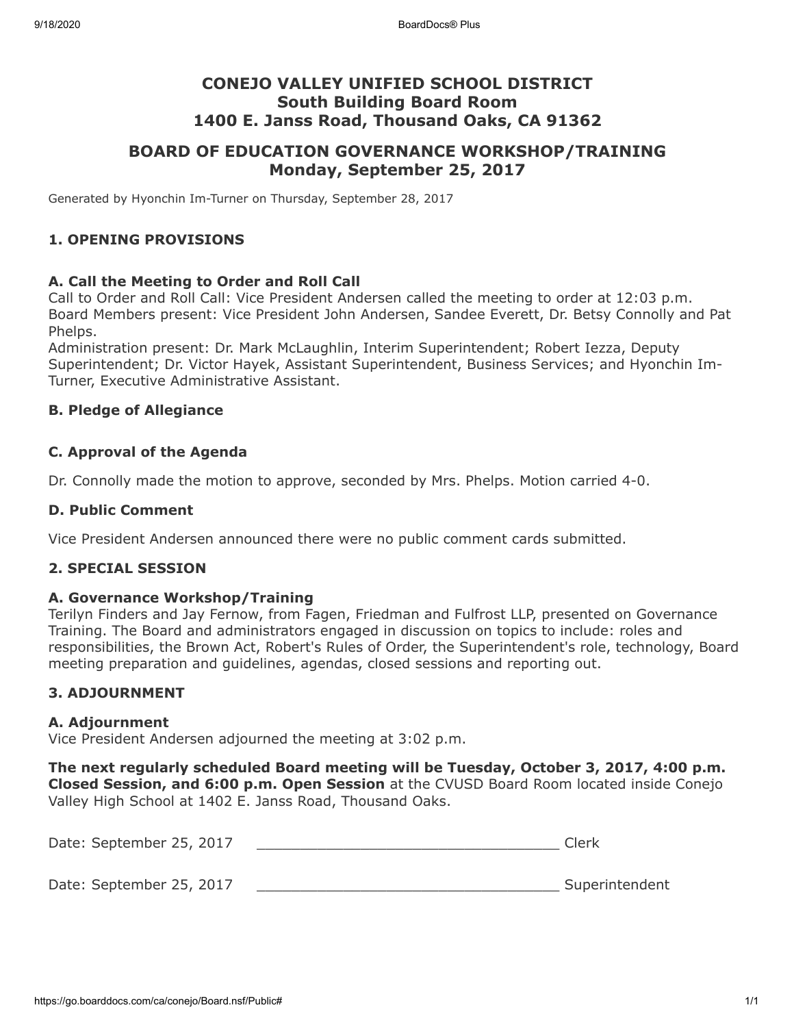# CONEJO VALLEY UNIFIED SCHOOL DISTRICT
# South Building Board Room
# 1400 E. Janss Road, Thousand Oaks, CA 91362

## BOARD OF EDUCATION GOVERNANCE WORKSHOP/TRAINING
## Monday, September 25, 2017

Generated by Hyonchin Im-Turner on Thursday, September 28, 2017

### 1. OPENING PROVISIONS

**A. Call the Meeting to Order and Roll Call**

Call to Order and Roll Call: Vice President Andersen called the meeting to order at 12:03 p.m.
Board Members present: Vice President John Andersen, Sandee Everett, Dr. Betsy Connolly and Pat Phelps.
Administration present: Dr. Mark McLaughlin, Interim Superintendent; Robert Iezza, Deputy Superintendent; Dr. Victor Hayek, Assistant Superintendent, Business Services; and Hyonchin Im-Turner, Executive Administrative Assistant.

**B. Pledge of Allegiance**

**C. Approval of the Agenda**

Dr. Connolly made the motion to approve, seconded by Mrs. Phelps. Motion carried 4-0.

**D. Public Comment**

Vice President Andersen announced there were no public comment cards submitted.

### 2. SPECIAL SESSION

**A. Governance Workshop/Training**

Terilyn Finders and Jay Fernow, from Fagen, Friedman and Fulfrost LLP, presented on Governance Training. The Board and administrators engaged in discussion on topics to include: roles and responsibilities, the Brown Act, Robert's Rules of Order, the Superintendent's role, technology, Board meeting preparation and guidelines, agendas, closed sessions and reporting out.

### 3. ADJOURNMENT

**A. Adjournment**

Vice President Andersen adjourned the meeting at 3:02 p.m.

**The next regularly scheduled Board meeting will be Tuesday, October 3, 2017, 4:00 p.m. Closed Session, and 6:00 p.m. Open Session** at the CVUSD Board Room located inside Conejo Valley High School at 1402 E. Janss Road, Thousand Oaks.

Date: September 25, 2017 ____________________________________ Clerk

Date: September 25, 2017 ____________________________________ Superintendent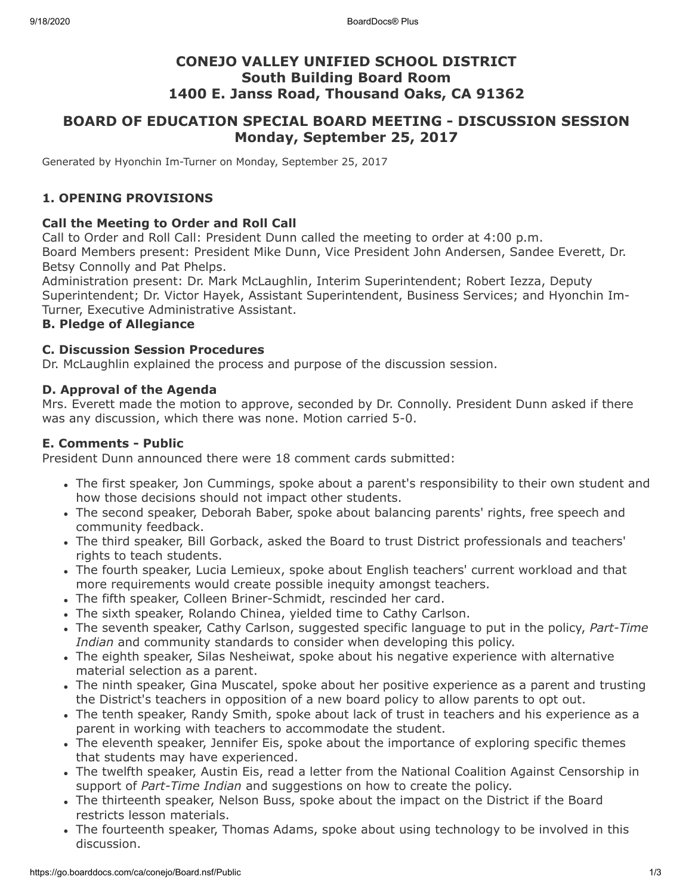# CONEJO VALLEY UNIFIED SCHOOL DISTRICT
# South Building Board Room
# 1400 E. Janss Road, Thousand Oaks, CA 91362

## BOARD OF EDUCATION SPECIAL BOARD MEETING - DISCUSSION SESSION
## Monday, September 25, 2017

Generated by Hyonchin Im-Turner on Monday, September 25, 2017

### 1. OPENING PROVISIONS

#### Call the Meeting to Order and Roll Call

Call to Order and Roll Call: President Dunn called the meeting to order at 4:00 p.m.
Board Members present: President Mike Dunn, Vice President John Andersen, Sandee Everett, Dr. Betsy Connolly and Pat Phelps.
Administration present: Dr. Mark McLaughlin, Interim Superintendent; Robert Iezza, Deputy Superintendent; Dr. Victor Hayek, Assistant Superintendent, Business Services; and Hyonchin Im-Turner, Executive Administrative Assistant.

#### B. Pledge of Allegiance

#### C. Discussion Session Procedures

Dr. McLaughlin explained the process and purpose of the discussion session.

#### D. Approval of the Agenda

Mrs. Everett made the motion to approve, seconded by Dr. Connolly. President Dunn asked if there was any discussion, which there was none. Motion carried 5-0.

#### E. Comments - Public

President Dunn announced there were 18 comment cards submitted:

- The first speaker, Jon Cummings, spoke about a parent's responsibility to their own student and how those decisions should not impact other students.
- The second speaker, Deborah Baber, spoke about balancing parents' rights, free speech and community feedback.
- The third speaker, Bill Gorback, asked the Board to trust District professionals and teachers' rights to teach students.
- The fourth speaker, Lucia Lemieux, spoke about English teachers' current workload and that more requirements would create possible inequity amongst teachers.
- The fifth speaker, Colleen Briner-Schmidt, rescinded her card.
- The sixth speaker, Rolando Chinea, yielded time to Cathy Carlson.
- The seventh speaker, Cathy Carlson, suggested specific language to put in the policy, *Part-Time Indian* and community standards to consider when developing this policy.
- The eighth speaker, Silas Nesheiwat, spoke about his negative experience with alternative material selection as a parent.
- The ninth speaker, Gina Muscatel, spoke about her positive experience as a parent and trusting the District's teachers in opposition of a new board policy to allow parents to opt out.
- The tenth speaker, Randy Smith, spoke about lack of trust in teachers and his experience as a parent in working with teachers to accommodate the student.
- The eleventh speaker, Jennifer Eis, spoke about the importance of exploring specific themes that students may have experienced.
- The twelfth speaker, Austin Eis, read a letter from the National Coalition Against Censorship in support of *Part-Time Indian* and suggestions on how to create the policy.
- The thirteenth speaker, Nelson Buss, spoke about the impact on the District if the Board restricts lesson materials.
- The fourteenth speaker, Thomas Adams, spoke about using technology to be involved in this discussion.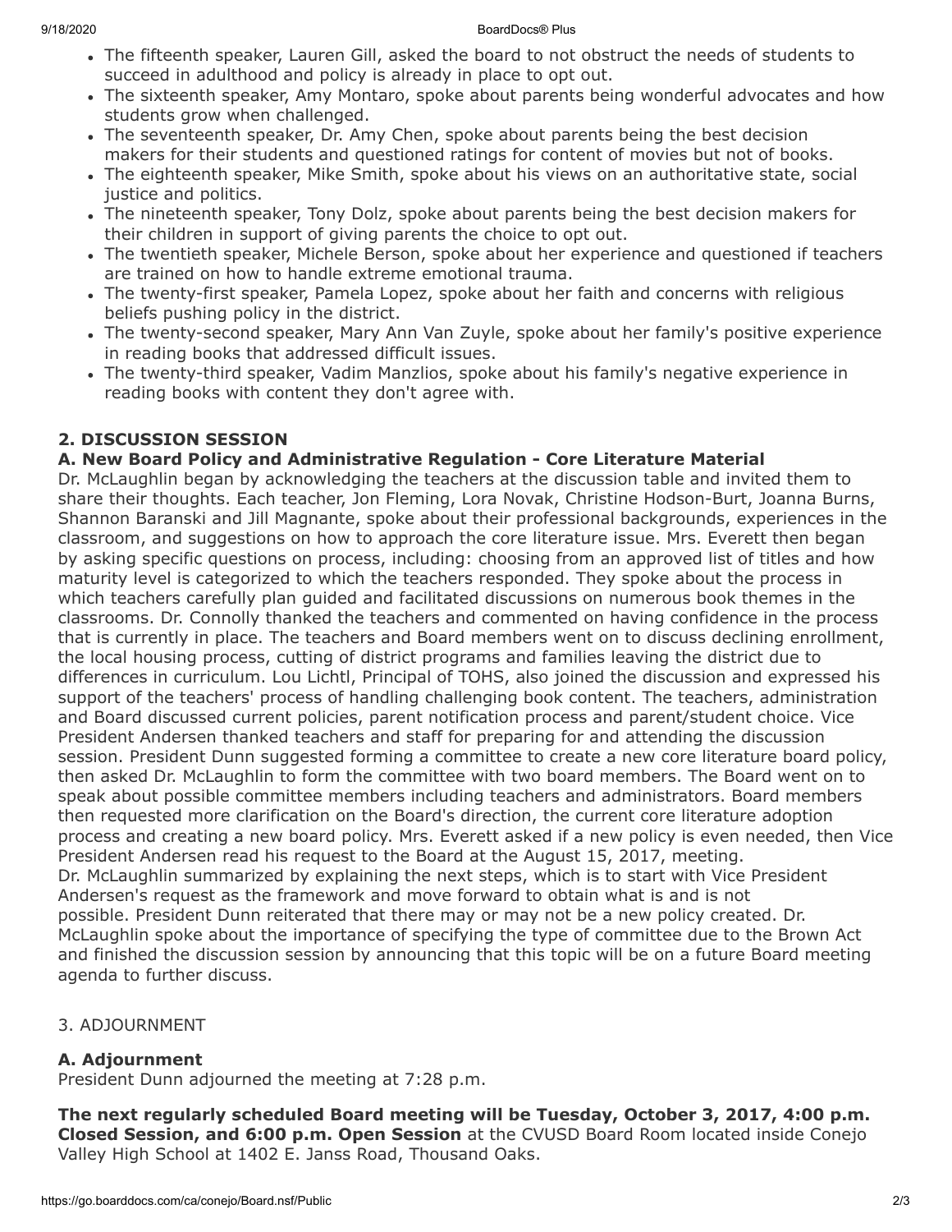- The fifteenth speaker, Lauren Gill, asked the board to not obstruct the needs of students to succeed in adulthood and policy is already in place to opt out.
- The sixteenth speaker, Amy Montaro, spoke about parents being wonderful advocates and how students grow when challenged.
- The seventeenth speaker, Dr. Amy Chen, spoke about parents being the best decision makers for their students and questioned ratings for content of movies but not of books.
- The eighteenth speaker, Mike Smith, spoke about his views on an authoritative state, social justice and politics.
- The nineteenth speaker, Tony Dolz, spoke about parents being the best decision makers for their children in support of giving parents the choice to opt out.
- The twentieth speaker, Michele Berson, spoke about her experience and questioned if teachers are trained on how to handle extreme emotional trauma.
- The twenty-first speaker, Pamela Lopez, spoke about her faith and concerns with religious beliefs pushing policy in the district.
- The twenty-second speaker, Mary Ann Van Zuyle, spoke about her family's positive experience in reading books that addressed difficult issues.
- The twenty-third speaker, Vadim Manzlios, spoke about his family's negative experience in reading books with content they don't agree with.

**2. DISCUSSION SESSION**

**A. New Board Policy and Administrative Regulation - Core Literature Material**

Dr. McLaughlin began by acknowledging the teachers at the discussion table and invited them to share their thoughts. Each teacher, Jon Fleming, Lora Novak, Christine Hodson-Burt, Joanna Burns, Shannon Baranski and Jill Magnante, spoke about their professional backgrounds, experiences in the classroom, and suggestions on how to approach the core literature issue. Mrs. Everett then began by asking specific questions on process, including: choosing from an approved list of titles and how maturity level is categorized to which the teachers responded. They spoke about the process in which teachers carefully plan guided and facilitated discussions on numerous book themes in the classrooms. Dr. Connolly thanked the teachers and commented on having confidence in the process that is currently in place. The teachers and Board members went on to discuss declining enrollment, the local housing process, cutting of district programs and families leaving the district due to differences in curriculum. Lou Lichtl, Principal of TOHS, also joined the discussion and expressed his support of the teachers' process of handling challenging book content. The teachers, administration and Board discussed current policies, parent notification process and parent/student choice. Vice President Andersen thanked teachers and staff for preparing for and attending the discussion session. President Dunn suggested forming a committee to create a new core literature board policy, then asked Dr. McLaughlin to form the committee with two board members. The Board went on to speak about possible committee members including teachers and administrators. Board members then requested more clarification on the Board's direction, the current core literature adoption process and creating a new board policy. Mrs. Everett asked if a new policy is even needed, then Vice President Andersen read his request to the Board at the August 15, 2017, meeting.
Dr. McLaughlin summarized by explaining the next steps, which is to start with Vice President Andersen's request as the framework and move forward to obtain what is and is not possible. President Dunn reiterated that there may or may not be a new policy created. Dr. McLaughlin spoke about the importance of specifying the type of committee due to the Brown Act and finished the discussion session by announcing that this topic will be on a future Board meeting agenda to further discuss.

3. ADJOURNMENT

**A. Adjournment**

President Dunn adjourned the meeting at 7:28 p.m.

**The next regularly scheduled Board meeting will be Tuesday, October 3, 2017, 4:00 p.m. Closed Session, and 6:00 p.m. Open Session** at the CVUSD Board Room located inside Conejo Valley High School at 1402 E. Janss Road, Thousand Oaks.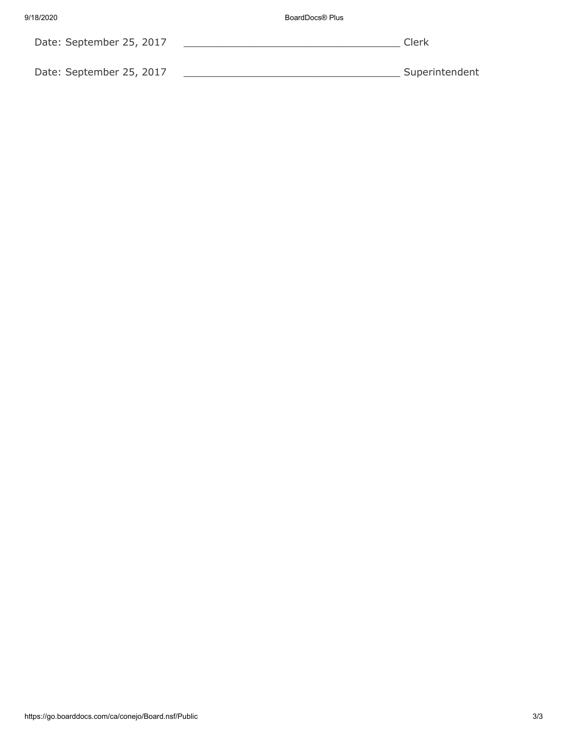Date: September 25, 2017 ____________________________________ Clerk

Date: September 25, 2017 ____________________________________ Superintendent